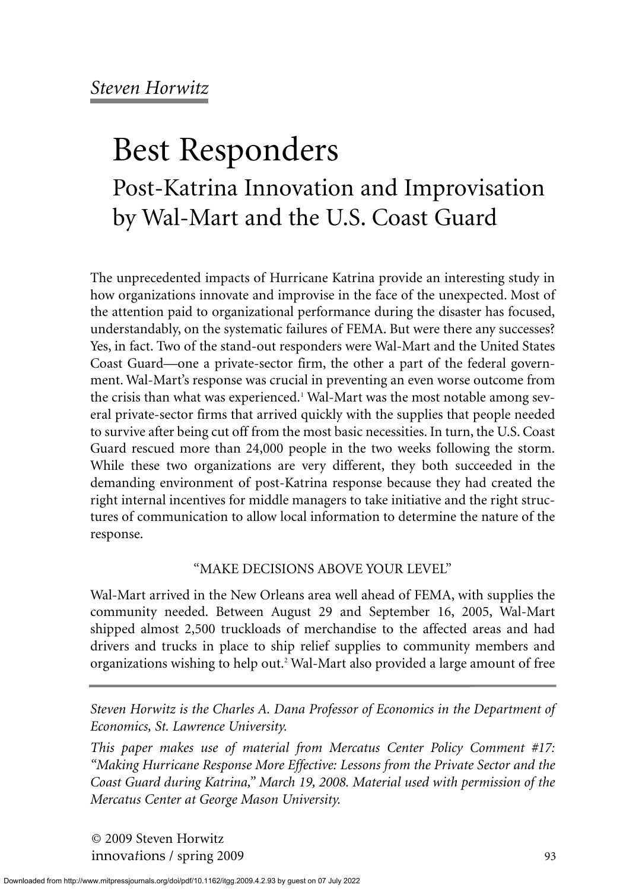*Steven Horwitz*

# Best Responders

## Post-Katrina Innovation and Improvisation by Wal-Mart and the U.S. Coast Guard

The unprecedented impacts of Hurricane Katrina provide an interesting study in how organizations innovate and improvise in the face of the unexpected. Most of the attention paid to organizational performance during the disaster has focused, understandably, on the systematic failures of FEMA. But were there any successes? Yes, in fact. Two of the stand-out responders were Wal-Mart and the United States Coast Guard—one a private-sector firm, the other a part of the federal government. Wal-Mart's response was crucial in preventing an even worse outcome from the crisis than what was experienced.[1] Wal-Mart was the most notable among several private-sector firms that arrived quickly with the supplies that people needed to survive after being cut off from the most basic necessities. In turn, the U.S. Coast Guard rescued more than 24,000 people in the two weeks following the storm. While these two organizations are very different, they both succeeded in the demanding environment of post-Katrina response because they had created the right internal incentives for middle managers to take initiative and the right structures of communication to allow local information to determine the nature of the response.

### "MAKE DECISIONS ABOVE YOUR LEVEL"

Wal-Mart arrived in the New Orleans area well ahead of FEMA, with supplies the community needed. Between August 29 and September 16, 2005, Wal-Mart shipped almost 2,500 truckloads of merchandise to the affected areas and had drivers and trucks in place to ship relief supplies to community members and organizations wishing to help out.[2] Wal-Mart also provided a large amount of free

---

*Steven Horwitz is the Charles A. Dana Professor of Economics in the Department of Economics, St. Lawrence University.*

*This paper makes use of material from Mercatus Center Policy Comment #17: "Making Hurricane Response More Effective: Lessons from the Private Sector and the Coast Guard during Katrina," March 19, 2008. Material used with permission of the Mercatus Center at George Mason University.*

© 2009 Steven Horwitz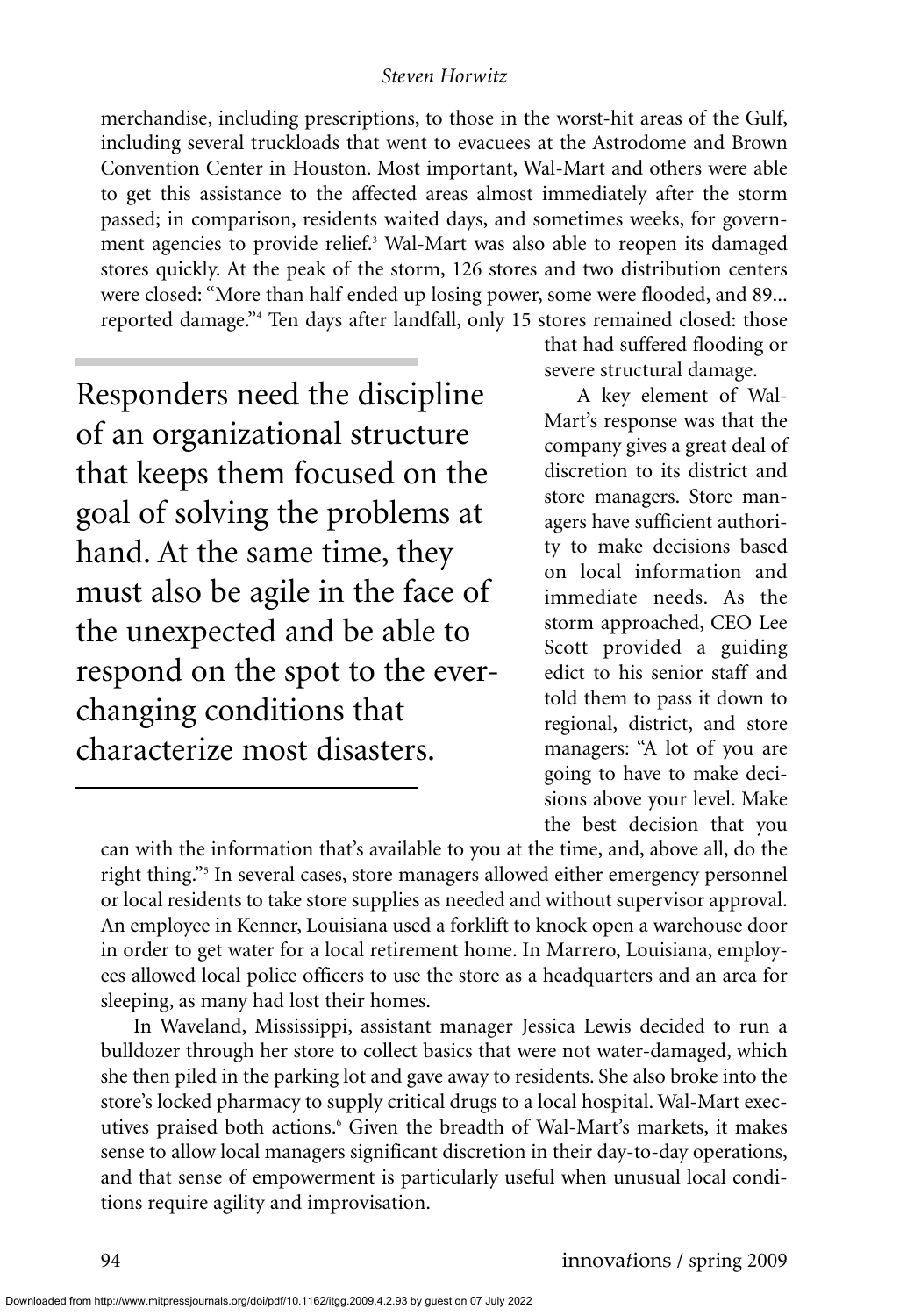merchandise, including prescriptions, to those in the worst-hit areas of the Gulf, including several truckloads that went to evacuees at the Astrodome and Brown Convention Center in Houston. Most important, Wal-Mart and others were able to get this assistance to the affected areas almost immediately after the storm passed; in comparison, residents waited days, and sometimes weeks, for government agencies to provide relief.[3] Wal-Mart was also able to reopen its damaged stores quickly. At the peak of the storm, 126 stores and two distribution centers were closed: "More than half ended up losing power, some were flooded, and 89... reported damage."[4] Ten days after landfall, only 15 stores remained closed: those that had suffered flooding or severe structural damage.

> Responders need the discipline of an organizational structure that keeps them focused on the goal of solving the problems at hand. At the same time, they must also be agile in the face of the unexpected and be able to respond on the spot to the ever-changing conditions that characterize most disasters.

A key element of Wal-Mart's response was that the company gives a great deal of discretion to its district and store managers. Store managers have sufficient authority to make decisions based on local information and immediate needs. As the storm approached, CEO Lee Scott provided a guiding edict to his senior staff and told them to pass it down to regional, district, and store managers: "A lot of you are going to have to make decisions above your level. Make the best decision that you can with the information that's available to you at the time, and, above all, do the right thing."[5] In several cases, store managers allowed either emergency personnel or local residents to take store supplies as needed and without supervisor approval. An employee in Kenner, Louisiana used a forklift to knock open a warehouse door in order to get water for a local retirement home. In Marrero, Louisiana, employees allowed local police officers to use the store as a headquarters and an area for sleeping, as many had lost their homes.

In Waveland, Mississippi, assistant manager Jessica Lewis decided to run a bulldozer through her store to collect basics that were not water-damaged, which she then piled in the parking lot and gave away to residents. She also broke into the store's locked pharmacy to supply critical drugs to a local hospital. Wal-Mart executives praised both actions.[6] Given the breadth of Wal-Mart's markets, it makes sense to allow local managers significant discretion in their day-to-day operations, and that sense of empowerment is particularly useful when unusual local conditions require agility and improvisation.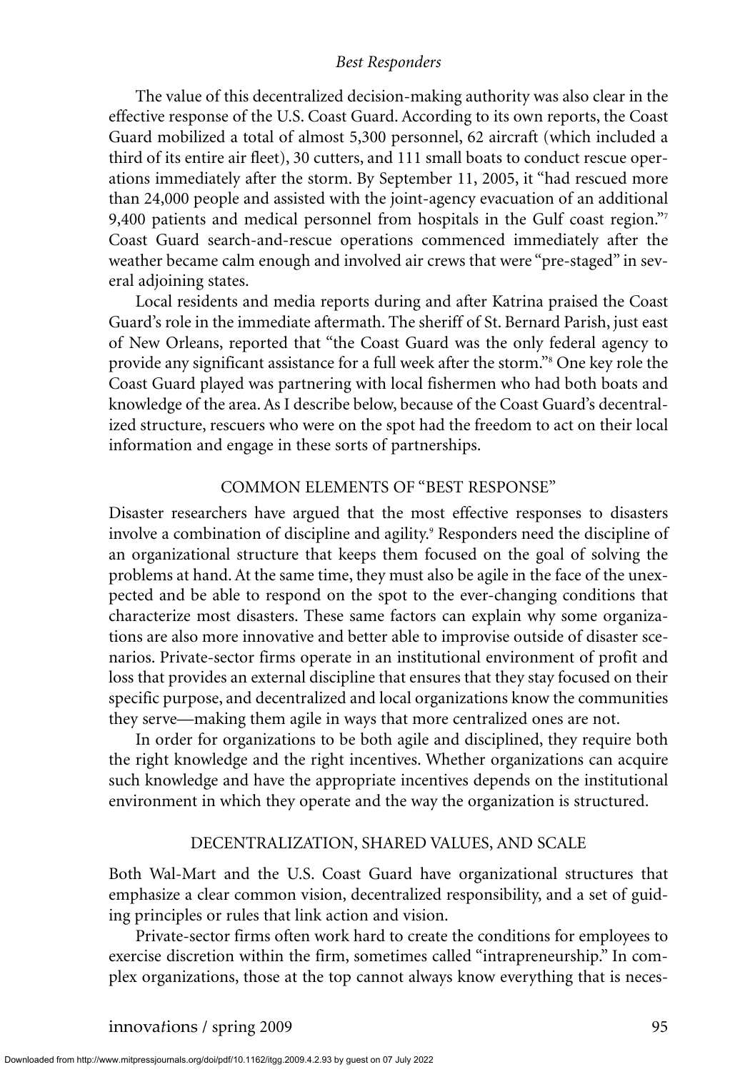The value of this decentralized decision-making authority was also clear in the effective response of the U.S. Coast Guard. According to its own reports, the Coast Guard mobilized a total of almost 5,300 personnel, 62 aircraft (which included a third of its entire air fleet), 30 cutters, and 111 small boats to conduct rescue operations immediately after the storm. By September 11, 2005, it "had rescued more than 24,000 people and assisted with the joint-agency evacuation of an additional 9,400 patients and medical personnel from hospitals in the Gulf coast region."[7] Coast Guard search-and-rescue operations commenced immediately after the weather became calm enough and involved air crews that were "pre-staged" in several adjoining states.

Local residents and media reports during and after Katrina praised the Coast Guard's role in the immediate aftermath. The sheriff of St. Bernard Parish, just east of New Orleans, reported that "the Coast Guard was the only federal agency to provide any significant assistance for a full week after the storm."[8] One key role the Coast Guard played was partnering with local fishermen who had both boats and knowledge of the area. As I describe below, because of the Coast Guard's decentralized structure, rescuers who were on the spot had the freedom to act on their local information and engage in these sorts of partnerships.

## COMMON ELEMENTS OF "BEST RESPONSE"

Disaster researchers have argued that the most effective responses to disasters involve a combination of discipline and agility.[9] Responders need the discipline of an organizational structure that keeps them focused on the goal of solving the problems at hand. At the same time, they must also be agile in the face of the unexpected and be able to respond on the spot to the ever-changing conditions that characterize most disasters. These same factors can explain why some organizations are also more innovative and better able to improvise outside of disaster scenarios. Private-sector firms operate in an institutional environment of profit and loss that provides an external discipline that ensures that they stay focused on their specific purpose, and decentralized and local organizations know the communities they serve—making them agile in ways that more centralized ones are not.

In order for organizations to be both agile and disciplined, they require both the right knowledge and the right incentives. Whether organizations can acquire such knowledge and have the appropriate incentives depends on the institutional environment in which they operate and the way the organization is structured.

## DECENTRALIZATION, SHARED VALUES, AND SCALE

Both Wal-Mart and the U.S. Coast Guard have organizational structures that emphasize a clear common vision, decentralized responsibility, and a set of guiding principles or rules that link action and vision.

Private-sector firms often work hard to create the conditions for employees to exercise discretion within the firm, sometimes called "intrapreneurship." In complex organizations, those at the top cannot always know everything that is neces-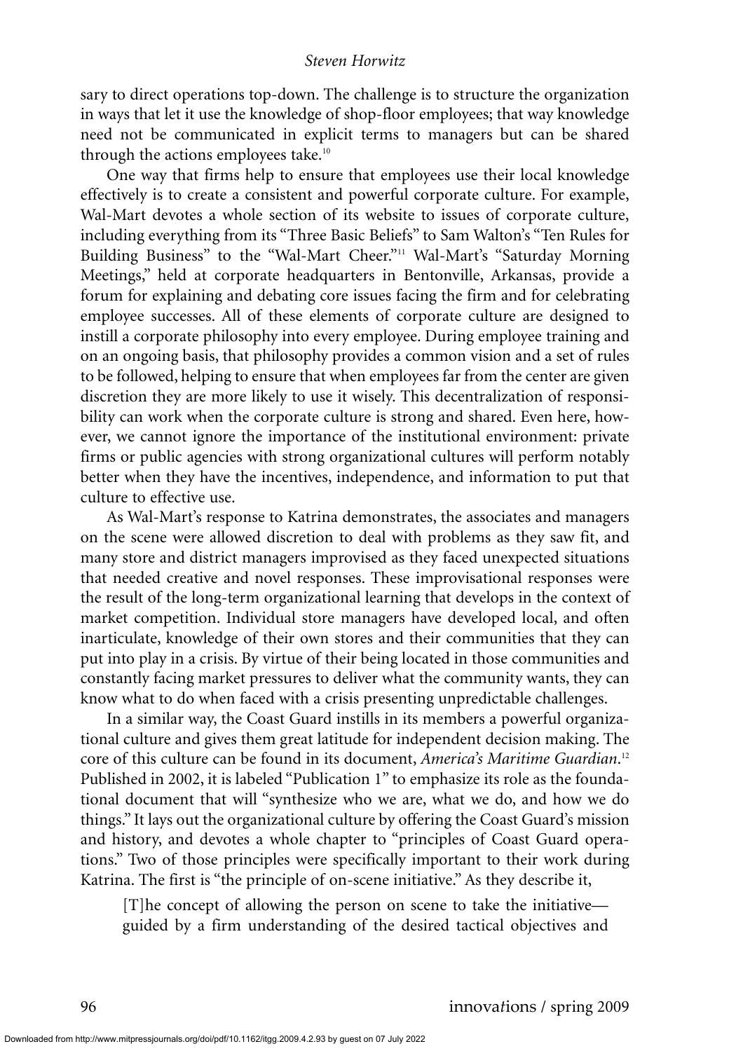sary to direct operations top-down. The challenge is to structure the organization in ways that let it use the knowledge of shop-floor employees; that way knowledge need not be communicated in explicit terms to managers but can be shared through the actions employees take.[10]

One way that firms help to ensure that employees use their local knowledge effectively is to create a consistent and powerful corporate culture. For example, Wal-Mart devotes a whole section of its website to issues of corporate culture, including everything from its "Three Basic Beliefs" to Sam Walton's "Ten Rules for Building Business" to the "Wal-Mart Cheer."[11] Wal-Mart's "Saturday Morning Meetings," held at corporate headquarters in Bentonville, Arkansas, provide a forum for explaining and debating core issues facing the firm and for celebrating employee successes. All of these elements of corporate culture are designed to instill a corporate philosophy into every employee. During employee training and on an ongoing basis, that philosophy provides a common vision and a set of rules to be followed, helping to ensure that when employees far from the center are given discretion they are more likely to use it wisely. This decentralization of responsibility can work when the corporate culture is strong and shared. Even here, however, we cannot ignore the importance of the institutional environment: private firms or public agencies with strong organizational cultures will perform notably better when they have the incentives, independence, and information to put that culture to effective use.

As Wal-Mart's response to Katrina demonstrates, the associates and managers on the scene were allowed discretion to deal with problems as they saw fit, and many store and district managers improvised as they faced unexpected situations that needed creative and novel responses. These improvisational responses were the result of the long-term organizational learning that develops in the context of market competition. Individual store managers have developed local, and often inarticulate, knowledge of their own stores and their communities that they can put into play in a crisis. By virtue of their being located in those communities and constantly facing market pressures to deliver what the community wants, they can know what to do when faced with a crisis presenting unpredictable challenges.

In a similar way, the Coast Guard instills in its members a powerful organizational culture and gives them great latitude for independent decision making. The core of this culture can be found in its document, *America's Maritime Guardian*.[12] Published in 2002, it is labeled "Publication 1" to emphasize its role as the foundational document that will "synthesize who we are, what we do, and how we do things." It lays out the organizational culture by offering the Coast Guard's mission and history, and devotes a whole chapter to "principles of Coast Guard operations." Two of those principles were specifically important to their work during Katrina. The first is "the principle of on-scene initiative." As they describe it,

> [T]he concept of allowing the person on scene to take the initiative—guided by a firm understanding of the desired tactical objectives and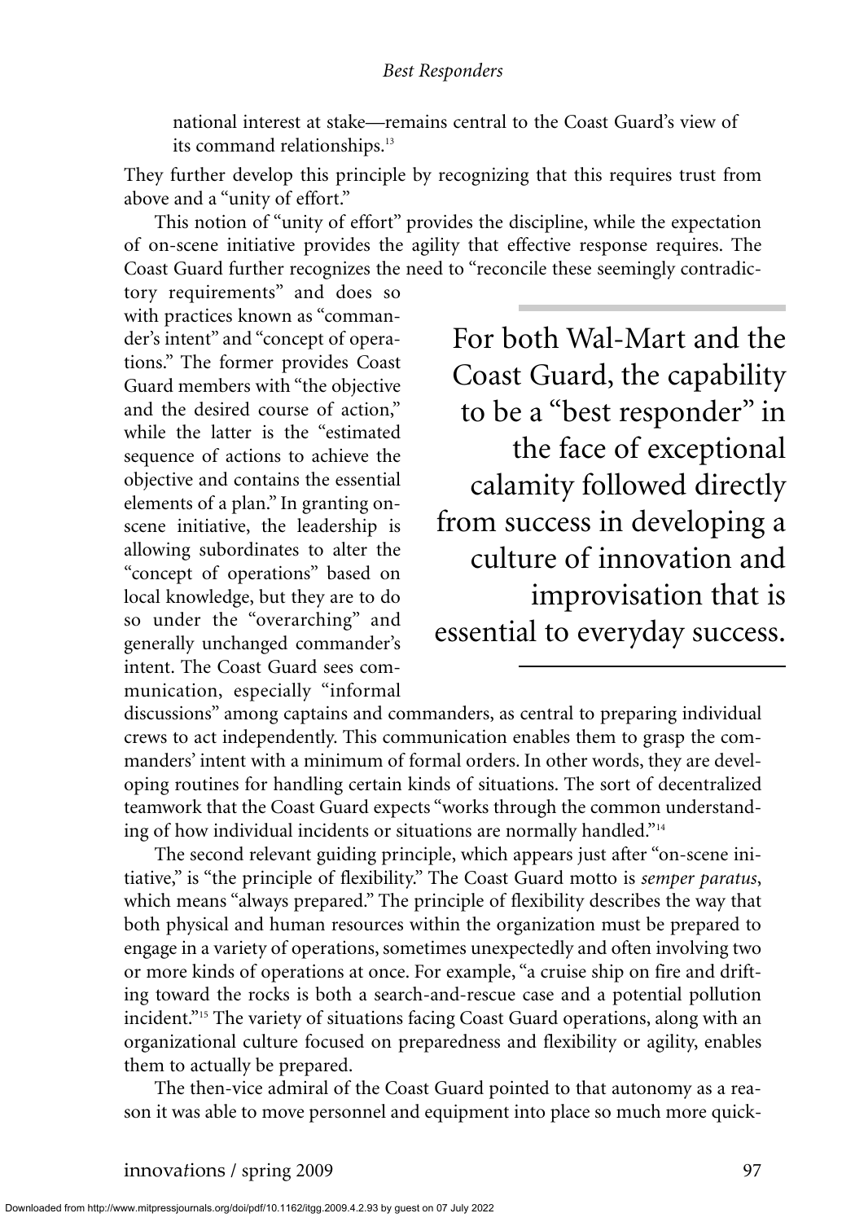national interest at stake—remains central to the Coast Guard's view of its command relationships.[13]

They further develop this principle by recognizing that this requires trust from above and a "unity of effort."

This notion of "unity of effort" provides the discipline, while the expectation of on-scene initiative provides the agility that effective response requires. The Coast Guard further recognizes the need to "reconcile these seemingly contradictory requirements" and does so with practices known as "commander's intent" and "concept of operations." The former provides Coast Guard members with "the objective and the desired course of action," while the latter is the "estimated sequence of actions to achieve the objective and contains the essential elements of a plan." In granting on-scene initiative, the leadership is allowing subordinates to alter the "concept of operations" based on local knowledge, but they are to do so under the "overarching" and generally unchanged commander's intent. The Coast Guard sees communication, especially "informal discussions" among captains and commanders, as central to preparing individual crews to act independently. This communication enables them to grasp the commanders' intent with a minimum of formal orders. In other words, they are developing routines for handling certain kinds of situations. The sort of decentralized teamwork that the Coast Guard expects "works through the common understanding of how individual incidents or situations are normally handled."[14]

> For both Wal-Mart and the Coast Guard, the capability to be a "best responder" in the face of exceptional calamity followed directly from success in developing a culture of innovation and improvisation that is essential to everyday success.

The second relevant guiding principle, which appears just after "on-scene initiative," is "the principle of flexibility." The Coast Guard motto is *semper paratus*, which means "always prepared." The principle of flexibility describes the way that both physical and human resources within the organization must be prepared to engage in a variety of operations, sometimes unexpectedly and often involving two or more kinds of operations at once. For example, "a cruise ship on fire and drifting toward the rocks is both a search-and-rescue case and a potential pollution incident."[15] The variety of situations facing Coast Guard operations, along with an organizational culture focused on preparedness and flexibility or agility, enables them to actually be prepared.

The then-vice admiral of the Coast Guard pointed to that autonomy as a reason it was able to move personnel and equipment into place so much more quick-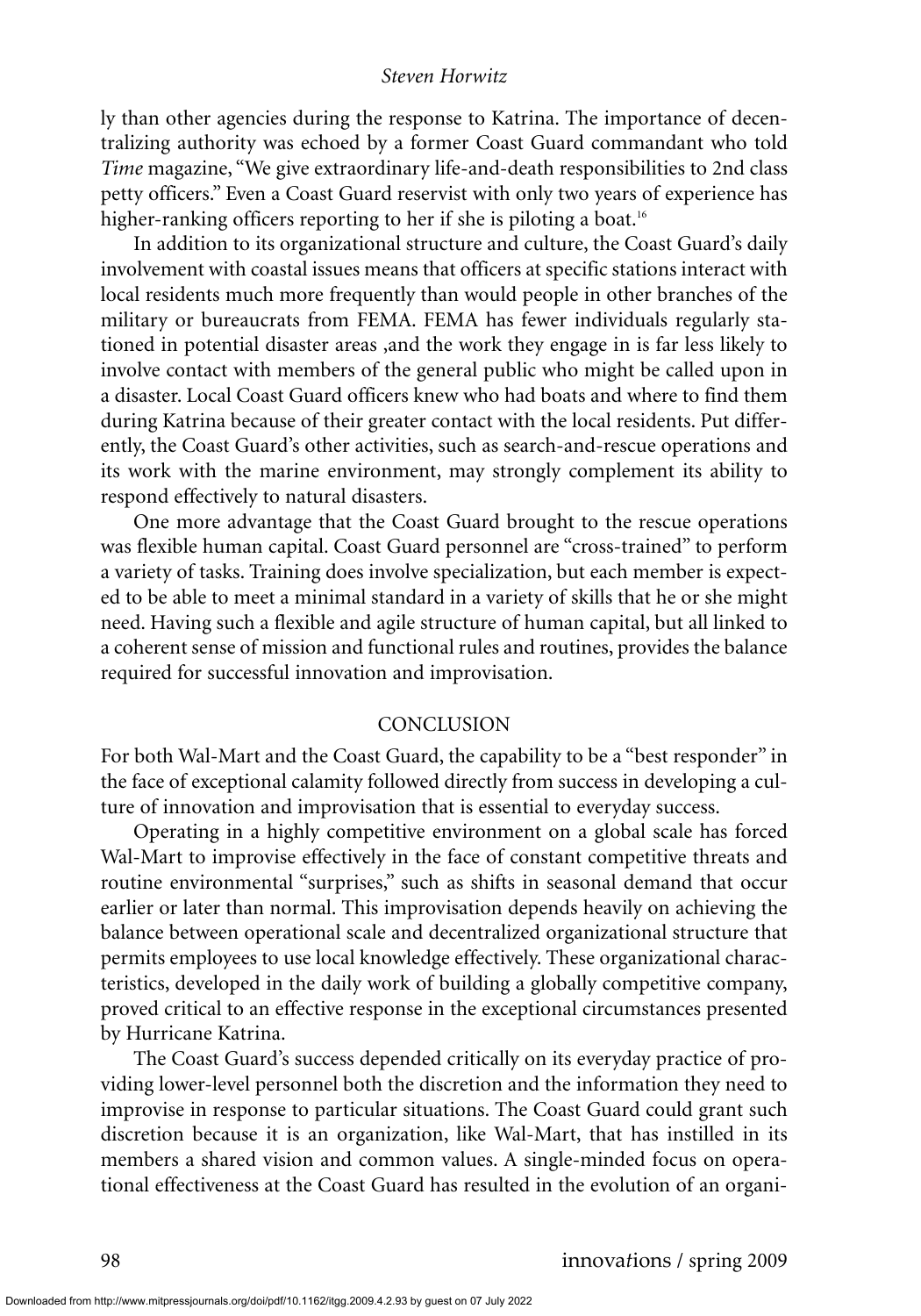ly than other agencies during the response to Katrina. The importance of decentralizing authority was echoed by a former Coast Guard commandant who told *Time* magazine, "We give extraordinary life-and-death responsibilities to 2nd class petty officers." Even a Coast Guard reservist with only two years of experience has higher-ranking officers reporting to her if she is piloting a boat.[16]

In addition to its organizational structure and culture, the Coast Guard's daily involvement with coastal issues means that officers at specific stations interact with local residents much more frequently than would people in other branches of the military or bureaucrats from FEMA. FEMA has fewer individuals regularly stationed in potential disaster areas ,and the work they engage in is far less likely to involve contact with members of the general public who might be called upon in a disaster. Local Coast Guard officers knew who had boats and where to find them during Katrina because of their greater contact with the local residents. Put differently, the Coast Guard's other activities, such as search-and-rescue operations and its work with the marine environment, may strongly complement its ability to respond effectively to natural disasters.

One more advantage that the Coast Guard brought to the rescue operations was flexible human capital. Coast Guard personnel are "cross-trained" to perform a variety of tasks. Training does involve specialization, but each member is expected to be able to meet a minimal standard in a variety of skills that he or she might need. Having such a flexible and agile structure of human capital, but all linked to a coherent sense of mission and functional rules and routines, provides the balance required for successful innovation and improvisation.

## CONCLUSION

For both Wal-Mart and the Coast Guard, the capability to be a "best responder" in the face of exceptional calamity followed directly from success in developing a culture of innovation and improvisation that is essential to everyday success.

Operating in a highly competitive environment on a global scale has forced Wal-Mart to improvise effectively in the face of constant competitive threats and routine environmental "surprises," such as shifts in seasonal demand that occur earlier or later than normal. This improvisation depends heavily on achieving the balance between operational scale and decentralized organizational structure that permits employees to use local knowledge effectively. These organizational characteristics, developed in the daily work of building a globally competitive company, proved critical to an effective response in the exceptional circumstances presented by Hurricane Katrina.

The Coast Guard's success depended critically on its everyday practice of providing lower-level personnel both the discretion and the information they need to improvise in response to particular situations. The Coast Guard could grant such discretion because it is an organization, like Wal-Mart, that has instilled in its members a shared vision and common values. A single-minded focus on operational effectiveness at the Coast Guard has resulted in the evolution of an organi-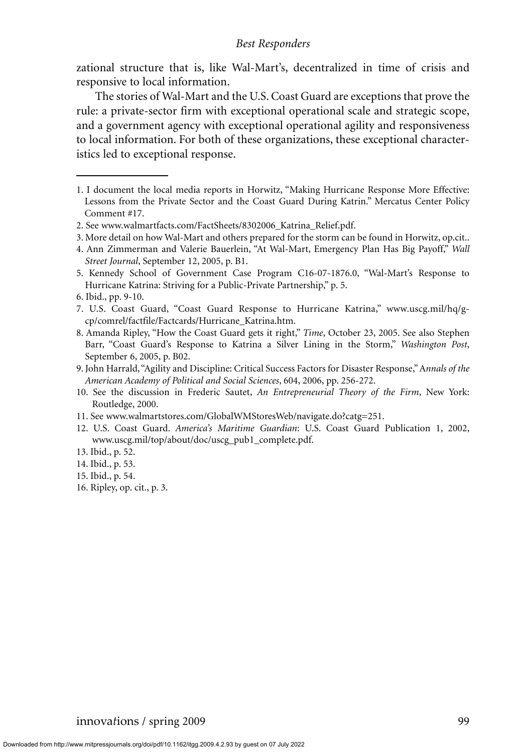zational structure that is, like Wal-Mart's, decentralized in time of crisis and responsive to local information.

The stories of Wal-Mart and the U.S. Coast Guard are exceptions that prove the rule: a private-sector firm with exceptional operational scale and strategic scope, and a government agency with exceptional operational agility and responsiveness to local information. For both of these organizations, these exceptional characteristics led to exceptional response.

---

1. I document the local media reports in Horwitz, "Making Hurricane Response More Effective: Lessons from the Private Sector and the Coast Guard During Katrin." Mercatus Center Policy Comment #17.
2. See www.walmartfacts.com/FactSheets/8302006_Katrina_Relief.pdf.
3. More detail on how Wal-Mart and others prepared for the storm can be found in Horwitz, op.cit..
4. Ann Zimmerman and Valerie Bauerlein, "At Wal-Mart, Emergency Plan Has Big Payoff," *Wall Street Journal*, September 12, 2005, p. B1.
5. Kennedy School of Government Case Program C16-07-1876.0, "Wal-Mart's Response to Hurricane Katrina: Striving for a Public-Private Partnership," p. 5.
6. Ibid., pp. 9-10.
7. U.S. Coast Guard, "Coast Guard Response to Hurricane Katrina," www.uscg.mil/hq/g-cp/comrel/factfile/Factcards/Hurricane_Katrina.htm.
8. Amanda Ripley, "How the Coast Guard gets it right," *Time*, October 23, 2005. See also Stephen Barr, "Coast Guard's Response to Katrina a Silver Lining in the Storm," *Washington Post*, September 6, 2005, p. B02.
9. John Harrald, "Agility and Discipline: Critical Success Factors for Disaster Response," A*nnals of the American Academy of Political and Social Sciences*, 604, 2006, pp. 256-272.
10. See the discussion in Frederic Sautet, *An Entrepreneurial Theory of the Firm*, New York: Routledge, 2000.
11. See www.walmartstores.com/GlobalWMStoresWeb/navigate.do?catg=251.
12. U.S. Coast Guard. *America's Maritime Guardian*: U.S. Coast Guard Publication 1, 2002, www.uscg.mil/top/about/doc/uscg_pub1_complete.pdf.
13. Ibid., p. 52.
14. Ibid., p. 53.
15. Ibid., p. 54.
16. Ripley, op. cit., p. 3.